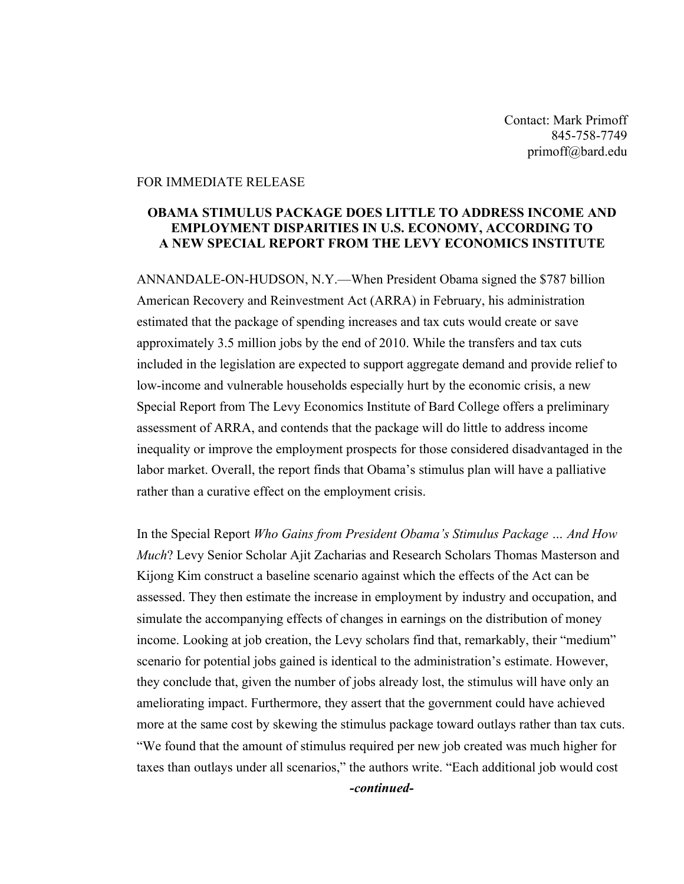Contact: Mark Primoff
845-758-7749
primoff@bard.edu

FOR IMMEDIATE RELEASE

**OBAMA STIMULUS PACKAGE DOES LITTLE TO ADDRESS INCOME AND EMPLOYMENT DISPARITIES IN U.S. ECONOMY, ACCORDING TO A NEW SPECIAL REPORT FROM THE LEVY ECONOMICS INSTITUTE**

ANNANDALE-ON-HUDSON, N.Y.—When President Obama signed the $787 billion American Recovery and Reinvestment Act (ARRA) in February, his administration estimated that the package of spending increases and tax cuts would create or save approximately 3.5 million jobs by the end of 2010. While the transfers and tax cuts included in the legislation are expected to support aggregate demand and provide relief to low-income and vulnerable households especially hurt by the economic crisis, a new Special Report from The Levy Economics Institute of Bard College offers a preliminary assessment of ARRA, and contends that the package will do little to address income inequality or improve the employment prospects for those considered disadvantaged in the labor market. Overall, the report finds that Obama's stimulus plan will have a palliative rather than a curative effect on the employment crisis.

In the Special Report *Who Gains from President Obama's Stimulus Package … And How Much*? Levy Senior Scholar Ajit Zacharias and Research Scholars Thomas Masterson and Kijong Kim construct a baseline scenario against which the effects of the Act can be assessed. They then estimate the increase in employment by industry and occupation, and simulate the accompanying effects of changes in earnings on the distribution of money income. Looking at job creation, the Levy scholars find that, remarkably, their "medium" scenario for potential jobs gained is identical to the administration's estimate. However, they conclude that, given the number of jobs already lost, the stimulus will have only an ameliorating impact. Furthermore, they assert that the government could have achieved more at the same cost by skewing the stimulus package toward outlays rather than tax cuts. "We found that the amount of stimulus required per new job created was much higher for taxes than outlays under all scenarios," the authors write. "Each additional job would cost

***-continued-***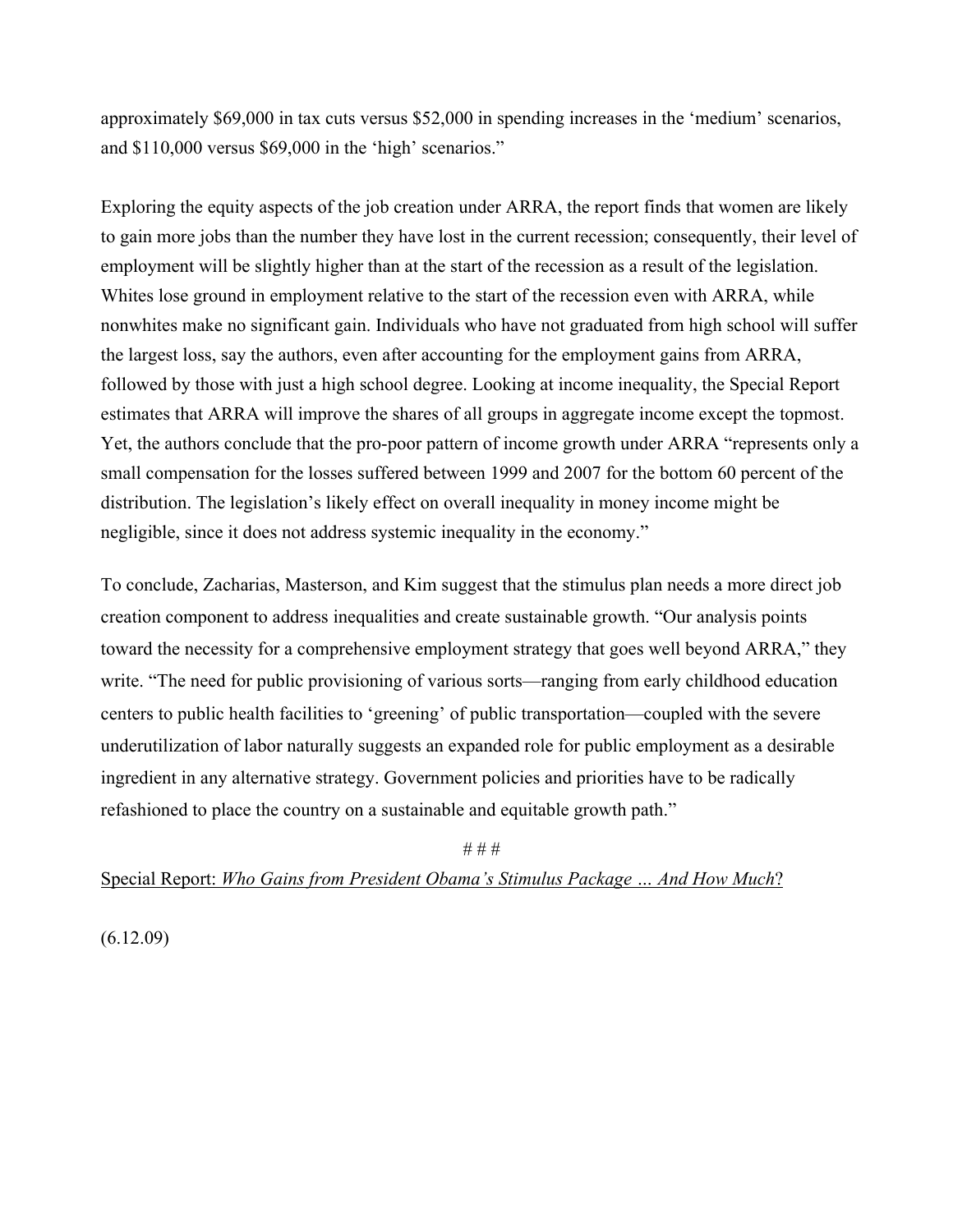approximately $69,000 in tax cuts versus $52,000 in spending increases in the 'medium' scenarios, and $110,000 versus $69,000 in the 'high' scenarios."

Exploring the equity aspects of the job creation under ARRA, the report finds that women are likely to gain more jobs than the number they have lost in the current recession; consequently, their level of employment will be slightly higher than at the start of the recession as a result of the legislation. Whites lose ground in employment relative to the start of the recession even with ARRA, while nonwhites make no significant gain. Individuals who have not graduated from high school will suffer the largest loss, say the authors, even after accounting for the employment gains from ARRA, followed by those with just a high school degree. Looking at income inequality, the Special Report estimates that ARRA will improve the shares of all groups in aggregate income except the topmost. Yet, the authors conclude that the pro-poor pattern of income growth under ARRA "represents only a small compensation for the losses suffered between 1999 and 2007 for the bottom 60 percent of the distribution. The legislation's likely effect on overall inequality in money income might be negligible, since it does not address systemic inequality in the economy."

To conclude, Zacharias, Masterson, and Kim suggest that the stimulus plan needs a more direct job creation component to address inequalities and create sustainable growth. "Our analysis points toward the necessity for a comprehensive employment strategy that goes well beyond ARRA," they write. "The need for public provisioning of various sorts—ranging from early childhood education centers to public health facilities to 'greening' of public transportation—coupled with the severe underutilization of labor naturally suggests an expanded role for public employment as a desirable ingredient in any alternative strategy. Government policies and priorities have to be radically refashioned to place the country on a sustainable and equitable growth path."

# # #

Special Report: *Who Gains from President Obama's Stimulus Package … And How Much*?

(6.12.09)